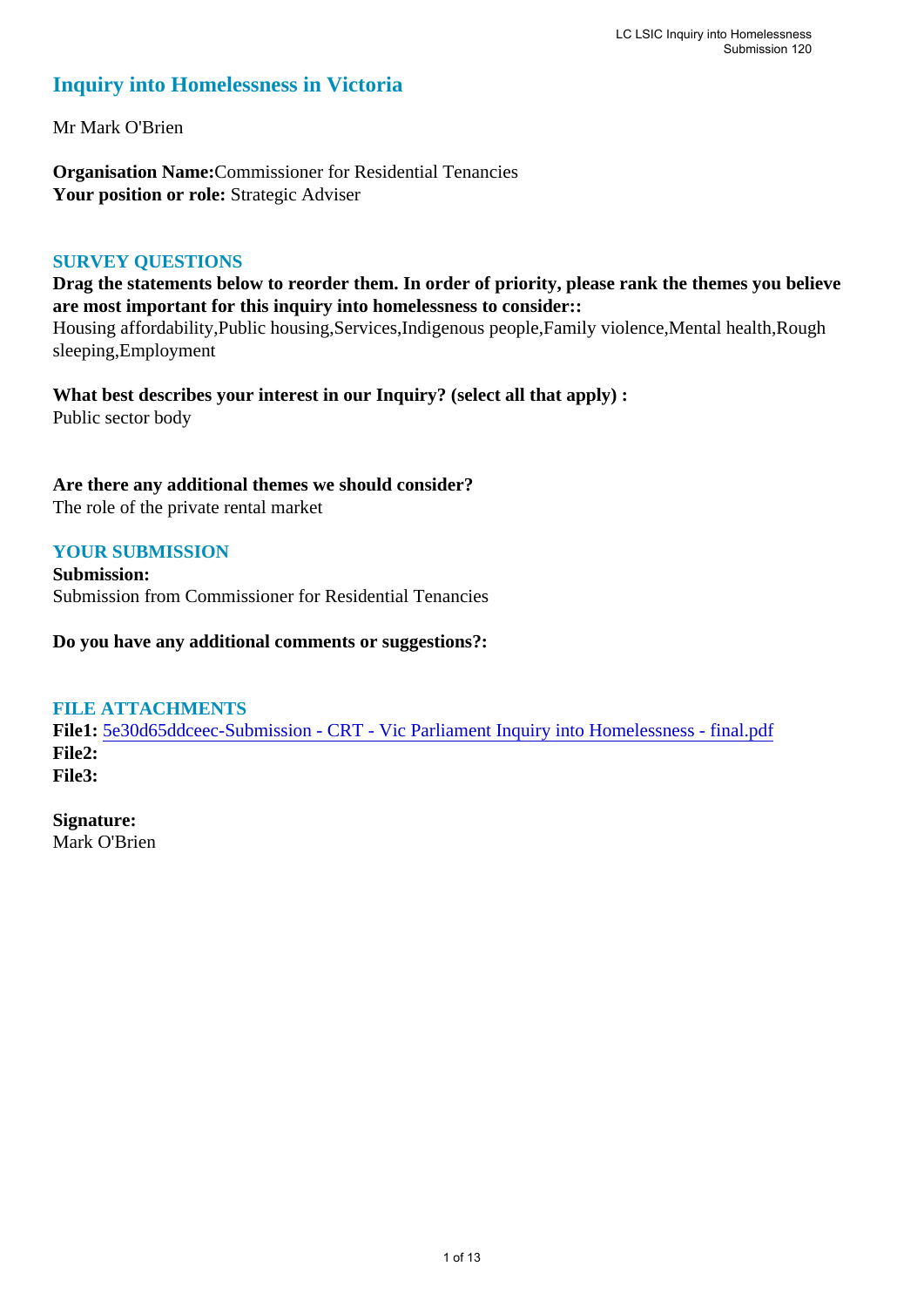# Inquiry into Homelessness in Victoria

Mr Mark O'Brien

**Organisation Name:** Commissioner for Residential Tenancies
**Your position or role:** Strategic Adviser

## SURVEY QUESTIONS

**Drag the statements below to reorder them. In order of priority, please rank the themes you believe are most important for this inquiry into homelessness to consider::**
Housing affordability,Public housing,Services,Indigenous people,Family violence,Mental health,Rough sleeping,Employment

**What best describes your interest in our Inquiry? (select all that apply) :**
Public sector body

**Are there any additional themes we should consider?**
The role of the private rental market

## YOUR SUBMISSION

**Submission:**
Submission from Commissioner for Residential Tenancies

**Do you have any additional comments or suggestions?:**

## FILE ATTACHMENTS

**File1:** 5e30d65ddceec-Submission - CRT - Vic Parliament Inquiry into Homelessness - final.pdf
**File2:**
**File3:**

**Signature:**
Mark O'Brien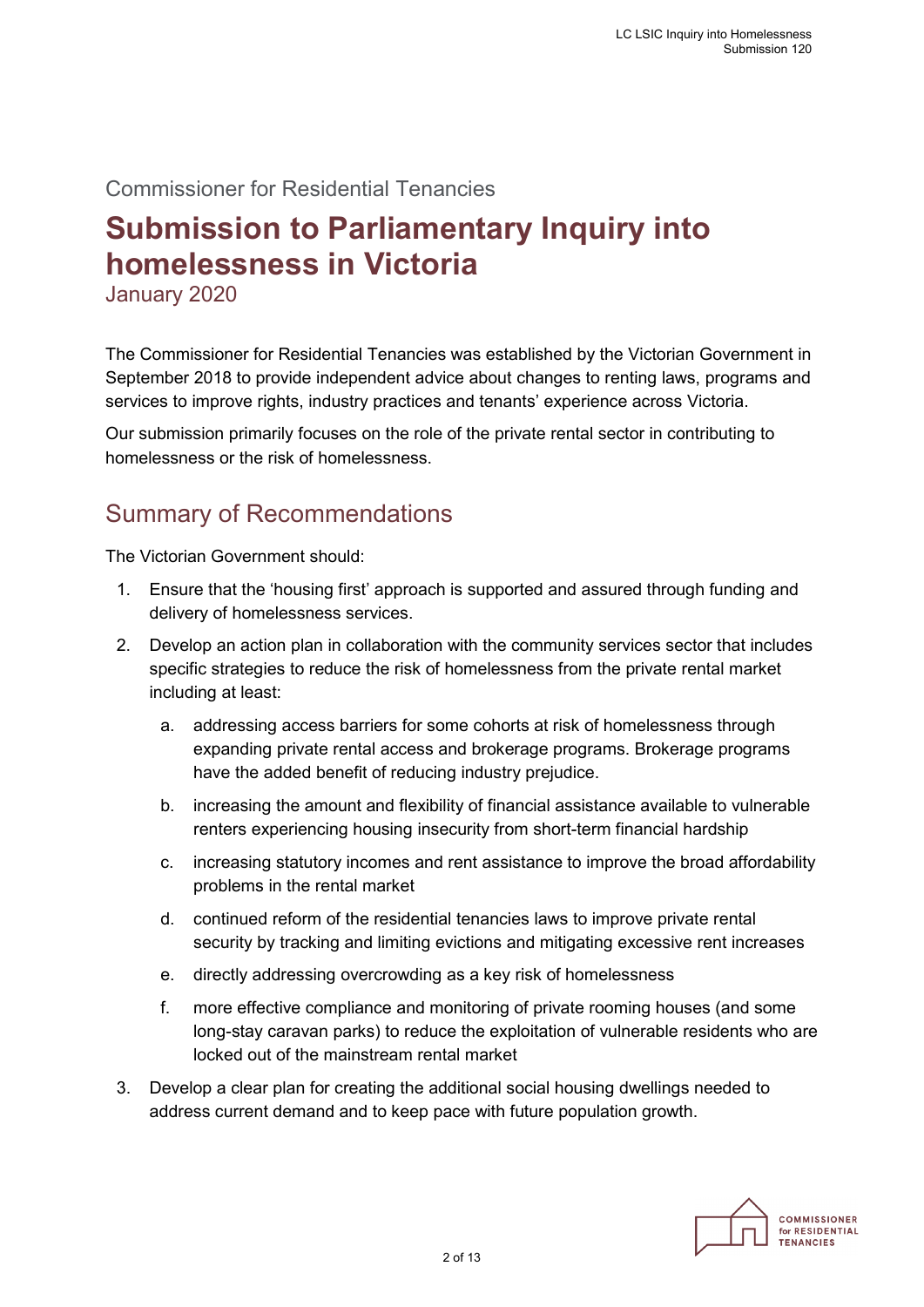Commissioner for Residential Tenancies

# Submission to Parliamentary Inquiry into homelessness in Victoria

January 2020

The Commissioner for Residential Tenancies was established by the Victorian Government in September 2018 to provide independent advice about changes to renting laws, programs and services to improve rights, industry practices and tenants' experience across Victoria.

Our submission primarily focuses on the role of the private rental sector in contributing to homelessness or the risk of homelessness.

## Summary of Recommendations

The Victorian Government should:

1. Ensure that the 'housing first' approach is supported and assured through funding and delivery of homelessness services.
2. Develop an action plan in collaboration with the community services sector that includes specific strategies to reduce the risk of homelessness from the private rental market including at least:
   a. addressing access barriers for some cohorts at risk of homelessness through expanding private rental access and brokerage programs. Brokerage programs have the added benefit of reducing industry prejudice.
   b. increasing the amount and flexibility of financial assistance available to vulnerable renters experiencing housing insecurity from short-term financial hardship
   c. increasing statutory incomes and rent assistance to improve the broad affordability problems in the rental market
   d. continued reform of the residential tenancies laws to improve private rental security by tracking and limiting evictions and mitigating excessive rent increases
   e. directly addressing overcrowding as a key risk of homelessness
   f. more effective compliance and monitoring of private rooming houses (and some long-stay caravan parks) to reduce the exploitation of vulnerable residents who are locked out of the mainstream rental market
3. Develop a clear plan for creating the additional social housing dwellings needed to address current demand and to keep pace with future population growth.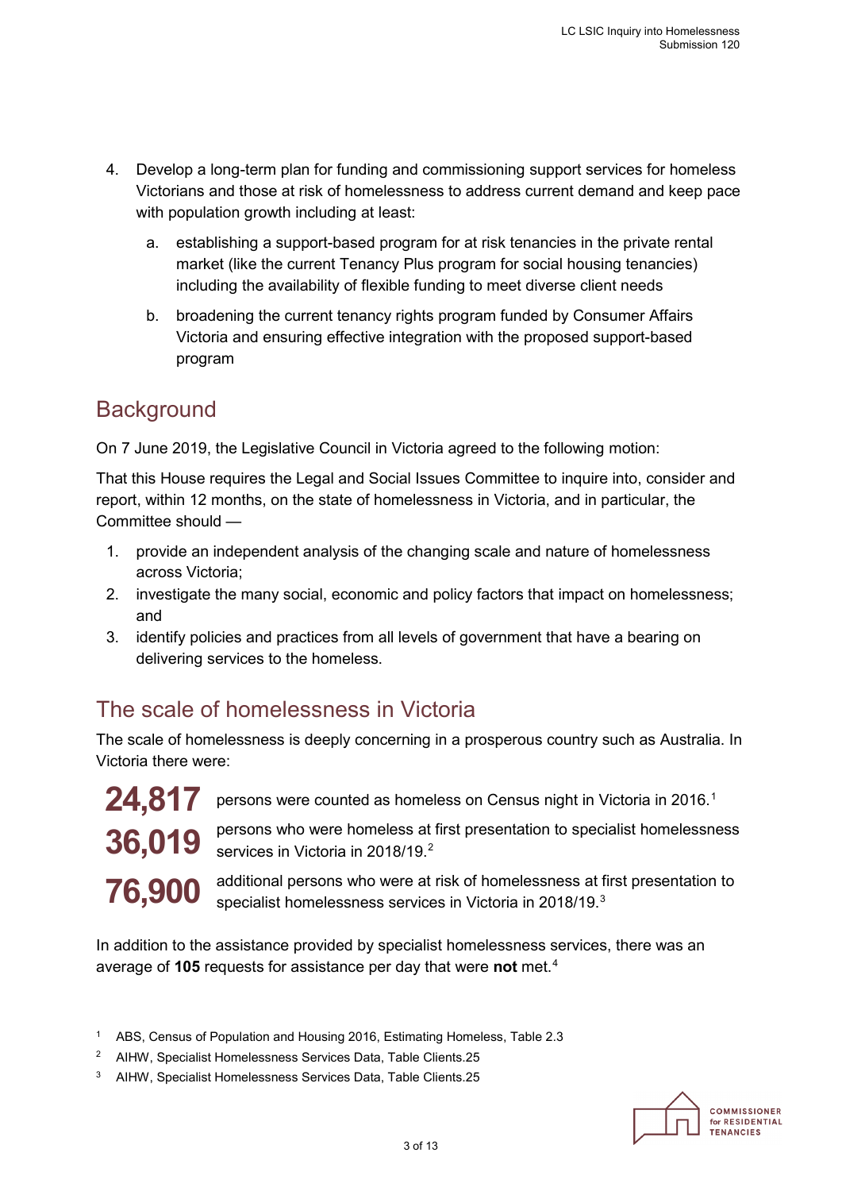4. Develop a long-term plan for funding and commissioning support services for homeless Victorians and those at risk of homelessness to address current demand and keep pace with population growth including at least:
    a. establishing a support-based program for at risk tenancies in the private rental market (like the current Tenancy Plus program for social housing tenancies) including the availability of flexible funding to meet diverse client needs
    b. broadening the current tenancy rights program funded by Consumer Affairs Victoria and ensuring effective integration with the proposed support-based program

## Background

On 7 June 2019, the Legislative Council in Victoria agreed to the following motion:

That this House requires the Legal and Social Issues Committee to inquire into, consider and report, within 12 months, on the state of homelessness in Victoria, and in particular, the Committee should —

1. provide an independent analysis of the changing scale and nature of homelessness across Victoria;
2. investigate the many social, economic and policy factors that impact on homelessness; and
3. identify policies and practices from all levels of government that have a bearing on delivering services to the homeless.

## The scale of homelessness in Victoria

The scale of homelessness is deeply concerning in a prosperous country such as Australia. In Victoria there were:

**24,817** persons were counted as homeless on Census night in Victoria in 2016.[1]

**36,019** persons who were homeless at first presentation to specialist homelessness services in Victoria in 2018/19.[2]

**76,900** additional persons who were at risk of homelessness at first presentation to specialist homelessness services in Victoria in 2018/19.[3]

In addition to the assistance provided by specialist homelessness services, there was an average of **105** requests for assistance per day that were **not** met.[4]

[1] ABS, Census of Population and Housing 2016, Estimating Homeless, Table 2.3

[2] AIHW, Specialist Homelessness Services Data, Table Clients.25

[3] AIHW, Specialist Homelessness Services Data, Table Clients.25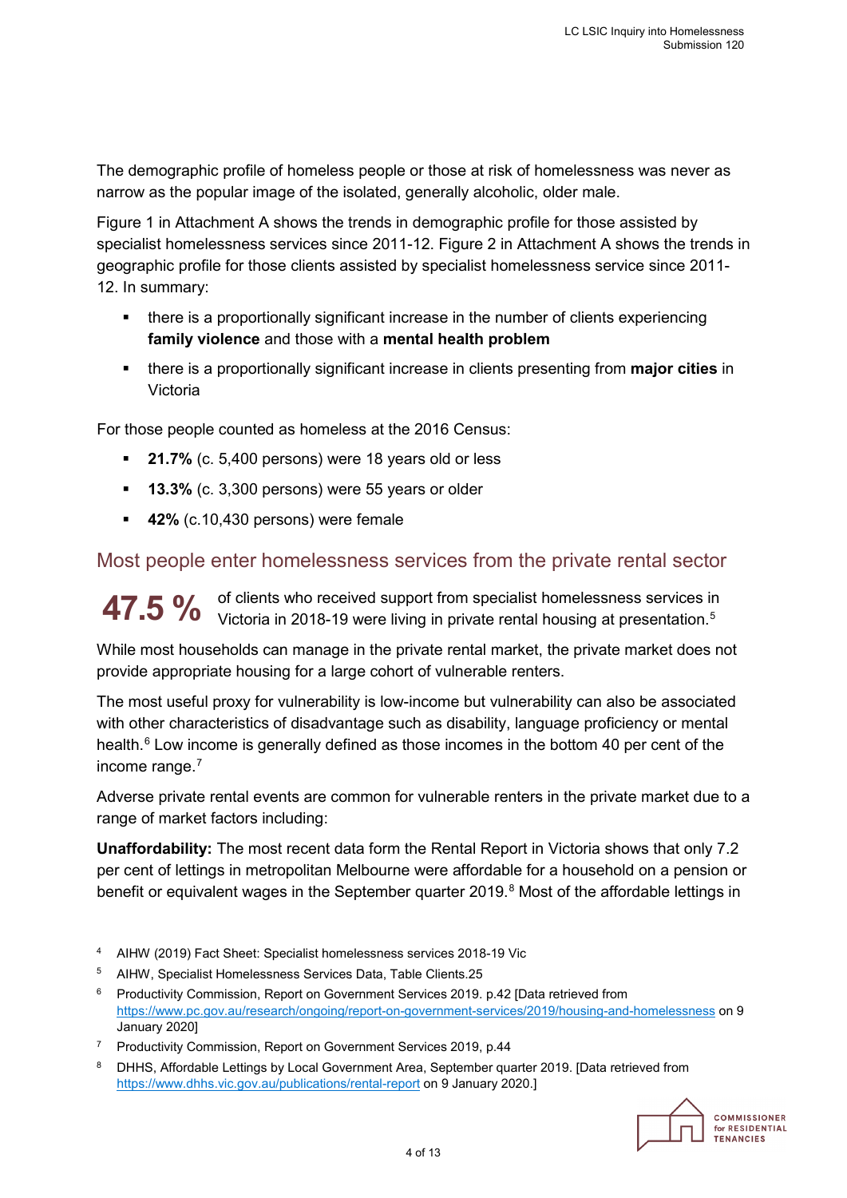The demographic profile of homeless people or those at risk of homelessness was never as narrow as the popular image of the isolated, generally alcoholic, older male.

Figure 1 in Attachment A shows the trends in demographic profile for those assisted by specialist homelessness services since 2011-12. Figure 2 in Attachment A shows the trends in geographic profile for those clients assisted by specialist homelessness service since 2011-12. In summary:

- there is a proportionally significant increase in the number of clients experiencing **family violence** and those with a **mental health problem**
- there is a proportionally significant increase in clients presenting from **major cities** in Victoria

For those people counted as homeless at the 2016 Census:

- **21.7%** (c. 5,400 persons) were 18 years old or less
- **13.3%** (c. 3,300 persons) were 55 years or older
- **42%** (c.10,430 persons) were female

## Most people enter homelessness services from the private rental sector

**47.5 %** of clients who received support from specialist homelessness services in Victoria in 2018-19 were living in private rental housing at presentation.[5]

While most households can manage in the private rental market, the private market does not provide appropriate housing for a large cohort of vulnerable renters.

The most useful proxy for vulnerability is low-income but vulnerability can also be associated with other characteristics of disadvantage such as disability, language proficiency or mental health.[6] Low income is generally defined as those incomes in the bottom 40 per cent of the income range.[7]

Adverse private rental events are common for vulnerable renters in the private market due to a range of market factors including:

**Unaffordability:** The most recent data form the Rental Report in Victoria shows that only 7.2 per cent of lettings in metropolitan Melbourne were affordable for a household on a pension or benefit or equivalent wages in the September quarter 2019.[8] Most of the affordable lettings in

---

[4] AIHW (2019) Fact Sheet: Specialist homelessness services 2018-19 Vic

[5] AIHW, Specialist Homelessness Services Data, Table Clients.25

[6] Productivity Commission, Report on Government Services 2019. p.42 [Data retrieved from https://www.pc.gov.au/research/ongoing/report-on-government-services/2019/housing-and-homelessness on 9 January 2020]

[7] Productivity Commission, Report on Government Services 2019, p.44

[8] DHHS, Affordable Lettings by Local Government Area, September quarter 2019. [Data retrieved from https://www.dhhs.vic.gov.au/publications/rental-report on 9 January 2020.]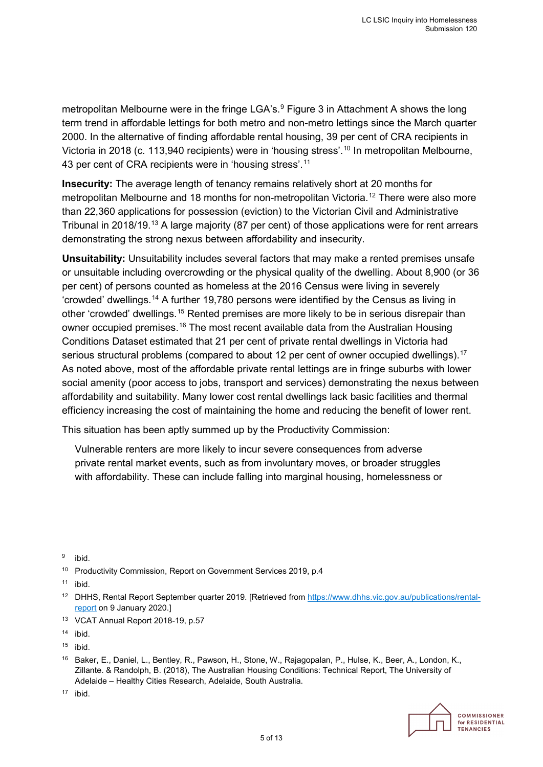metropolitan Melbourne were in the fringe LGA's.[9] Figure 3 in Attachment A shows the long term trend in affordable lettings for both metro and non-metro lettings since the March quarter 2000. In the alternative of finding affordable rental housing, 39 per cent of CRA recipients in Victoria in 2018 (c. 113,940 recipients) were in 'housing stress'.[10] In metropolitan Melbourne, 43 per cent of CRA recipients were in 'housing stress'.[11]

**Insecurity:** The average length of tenancy remains relatively short at 20 months for metropolitan Melbourne and 18 months for non-metropolitan Victoria.[12] There were also more than 22,360 applications for possession (eviction) to the Victorian Civil and Administrative Tribunal in 2018/19.[13] A large majority (87 per cent) of those applications were for rent arrears demonstrating the strong nexus between affordability and insecurity.

**Unsuitability:** Unsuitability includes several factors that may make a rented premises unsafe or unsuitable including overcrowding or the physical quality of the dwelling. About 8,900 (or 36 per cent) of persons counted as homeless at the 2016 Census were living in severely 'crowded' dwellings.[14] A further 19,780 persons were identified by the Census as living in other 'crowded' dwellings.[15] Rented premises are more likely to be in serious disrepair than owner occupied premises.[16] The most recent available data from the Australian Housing Conditions Dataset estimated that 21 per cent of private rental dwellings in Victoria had serious structural problems (compared to about 12 per cent of owner occupied dwellings).[17] As noted above, most of the affordable private rental lettings are in fringe suburbs with lower social amenity (poor access to jobs, transport and services) demonstrating the nexus between affordability and suitability. Many lower cost rental dwellings lack basic facilities and thermal efficiency increasing the cost of maintaining the home and reducing the benefit of lower rent.

This situation has been aptly summed up by the Productivity Commission:

> Vulnerable renters are more likely to incur severe consequences from adverse private rental market events, such as from involuntary moves, or broader struggles with affordability. These can include falling into marginal housing, homelessness or

---

[9] ibid.

[10] Productivity Commission, Report on Government Services 2019, p.4

[11] ibid.

[12] DHHS, Rental Report September quarter 2019. [Retrieved from https://www.dhhs.vic.gov.au/publications/rental-report on 9 January 2020.]

[13] VCAT Annual Report 2018-19, p.57

[14] ibid.

[15] ibid.

[16] Baker, E., Daniel, L., Bentley, R., Pawson, H., Stone, W., Rajagopalan, P., Hulse, K., Beer, A., London, K., Zillante. & Randolph, B. (2018), The Australian Housing Conditions: Technical Report, The University of Adelaide – Healthy Cities Research, Adelaide, South Australia.

[17] ibid.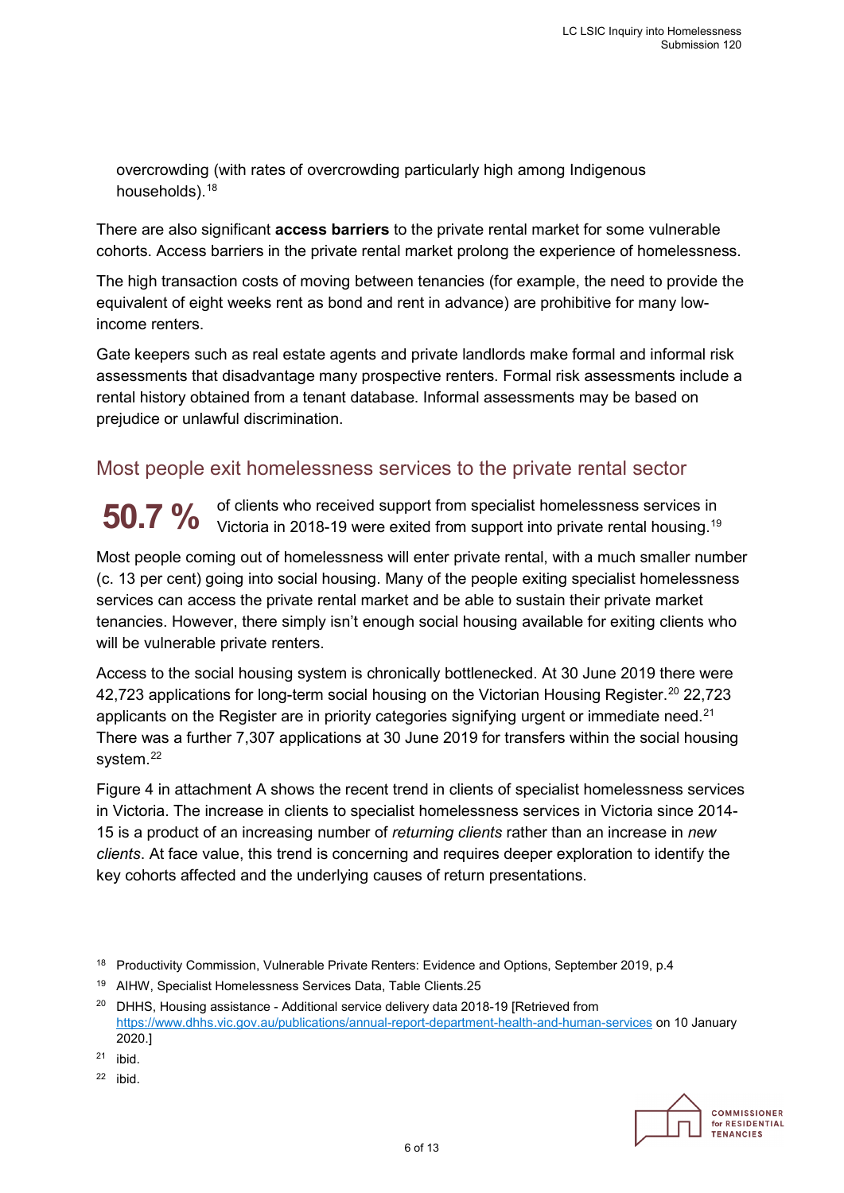overcrowding (with rates of overcrowding particularly high among Indigenous households).[18]

There are also significant **access barriers** to the private rental market for some vulnerable cohorts. Access barriers in the private rental market prolong the experience of homelessness.

The high transaction costs of moving between tenancies (for example, the need to provide the equivalent of eight weeks rent as bond and rent in advance) are prohibitive for many low-income renters.

Gate keepers such as real estate agents and private landlords make formal and informal risk assessments that disadvantage many prospective renters. Formal risk assessments include a rental history obtained from a tenant database. Informal assessments may be based on prejudice or unlawful discrimination.

## Most people exit homelessness services to the private rental sector

**50.7 %** of clients who received support from specialist homelessness services in Victoria in 2018-19 were exited from support into private rental housing.[19]

Most people coming out of homelessness will enter private rental, with a much smaller number (c. 13 per cent) going into social housing. Many of the people exiting specialist homelessness services can access the private rental market and be able to sustain their private market tenancies. However, there simply isn't enough social housing available for exiting clients who will be vulnerable private renters.

Access to the social housing system is chronically bottlenecked. At 30 June 2019 there were 42,723 applications for long-term social housing on the Victorian Housing Register.[20] 22,723 applicants on the Register are in priority categories signifying urgent or immediate need.[21] There was a further 7,307 applications at 30 June 2019 for transfers within the social housing system.[22]

Figure 4 in attachment A shows the recent trend in clients of specialist homelessness services in Victoria. The increase in clients to specialist homelessness services in Victoria since 2014-15 is a product of an increasing number of *returning clients* rather than an increase in *new clients*. At face value, this trend is concerning and requires deeper exploration to identify the key cohorts affected and the underlying causes of return presentations.

---

[18] Productivity Commission, Vulnerable Private Renters: Evidence and Options, September 2019, p.4

[19] AIHW, Specialist Homelessness Services Data, Table Clients.25

[20] DHHS, Housing assistance - Additional service delivery data 2018-19 [Retrieved from https://www.dhhs.vic.gov.au/publications/annual-report-department-health-and-human-services on 10 January 2020.]

[21] ibid.

[22] ibid.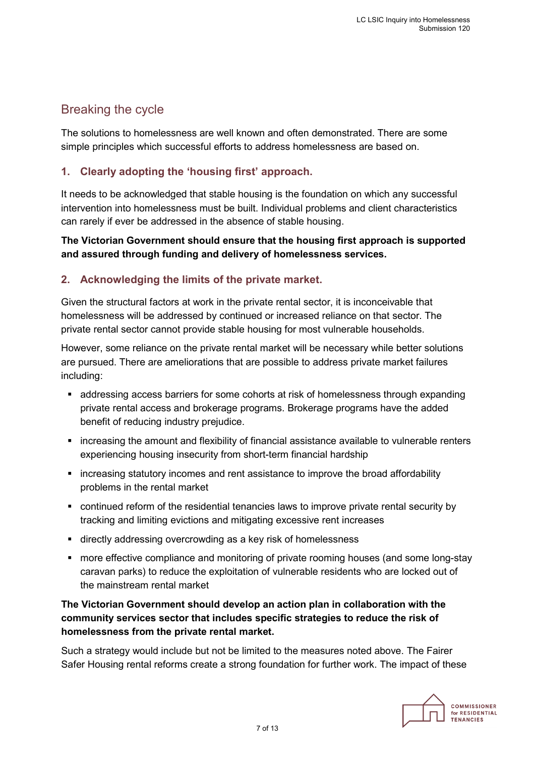## Breaking the cycle

The solutions to homelessness are well known and often demonstrated. There are some simple principles which successful efforts to address homelessness are based on.

### 1. Clearly adopting the 'housing first' approach.

It needs to be acknowledged that stable housing is the foundation on which any successful intervention into homelessness must be built. Individual problems and client characteristics can rarely if ever be addressed in the absence of stable housing.

**The Victorian Government should ensure that the housing first approach is supported and assured through funding and delivery of homelessness services.**

### 2. Acknowledging the limits of the private market.

Given the structural factors at work in the private rental sector, it is inconceivable that homelessness will be addressed by continued or increased reliance on that sector. The private rental sector cannot provide stable housing for most vulnerable households.

However, some reliance on the private rental market will be necessary while better solutions are pursued. There are ameliorations that are possible to address private market failures including:

- addressing access barriers for some cohorts at risk of homelessness through expanding private rental access and brokerage programs. Brokerage programs have the added benefit of reducing industry prejudice.
- increasing the amount and flexibility of financial assistance available to vulnerable renters experiencing housing insecurity from short-term financial hardship
- increasing statutory incomes and rent assistance to improve the broad affordability problems in the rental market
- continued reform of the residential tenancies laws to improve private rental security by tracking and limiting evictions and mitigating excessive rent increases
- directly addressing overcrowding as a key risk of homelessness
- more effective compliance and monitoring of private rooming houses (and some long-stay caravan parks) to reduce the exploitation of vulnerable residents who are locked out of the mainstream rental market

**The Victorian Government should develop an action plan in collaboration with the community services sector that includes specific strategies to reduce the risk of homelessness from the private rental market.**

Such a strategy would include but not be limited to the measures noted above. The Fairer Safer Housing rental reforms create a strong foundation for further work. The impact of these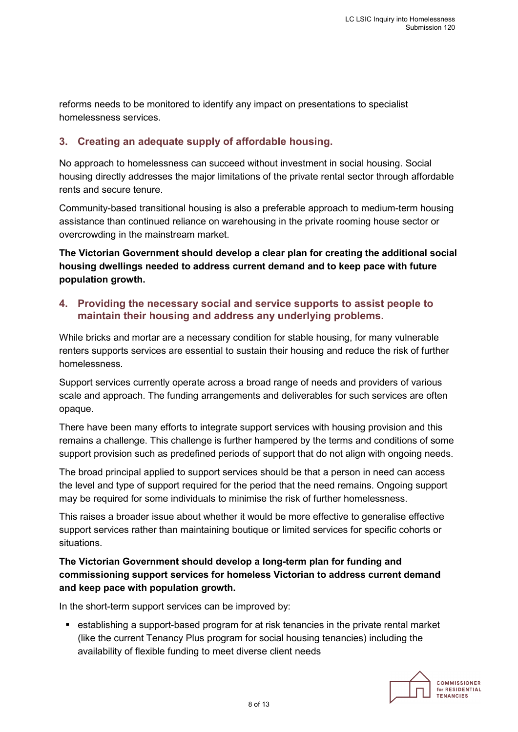reforms needs to be monitored to identify any impact on presentations to specialist homelessness services.

## 3. Creating an adequate supply of affordable housing.

No approach to homelessness can succeed without investment in social housing. Social housing directly addresses the major limitations of the private rental sector through affordable rents and secure tenure.

Community-based transitional housing is also a preferable approach to medium-term housing assistance than continued reliance on warehousing in the private rooming house sector or overcrowding in the mainstream market.

**The Victorian Government should develop a clear plan for creating the additional social housing dwellings needed to address current demand and to keep pace with future population growth.**

## 4. Providing the necessary social and service supports to assist people to maintain their housing and address any underlying problems.

While bricks and mortar are a necessary condition for stable housing, for many vulnerable renters supports services are essential to sustain their housing and reduce the risk of further homelessness.

Support services currently operate across a broad range of needs and providers of various scale and approach. The funding arrangements and deliverables for such services are often opaque.

There have been many efforts to integrate support services with housing provision and this remains a challenge. This challenge is further hampered by the terms and conditions of some support provision such as predefined periods of support that do not align with ongoing needs.

The broad principal applied to support services should be that a person in need can access the level and type of support required for the period that the need remains. Ongoing support may be required for some individuals to minimise the risk of further homelessness.

This raises a broader issue about whether it would be more effective to generalise effective support services rather than maintaining boutique or limited services for specific cohorts or situations.

**The Victorian Government should develop a long-term plan for funding and commissioning support services for homeless Victorian to address current demand and keep pace with population growth.**

In the short-term support services can be improved by:

- establishing a support-based program for at risk tenancies in the private rental market (like the current Tenancy Plus program for social housing tenancies) including the availability of flexible funding to meet diverse client needs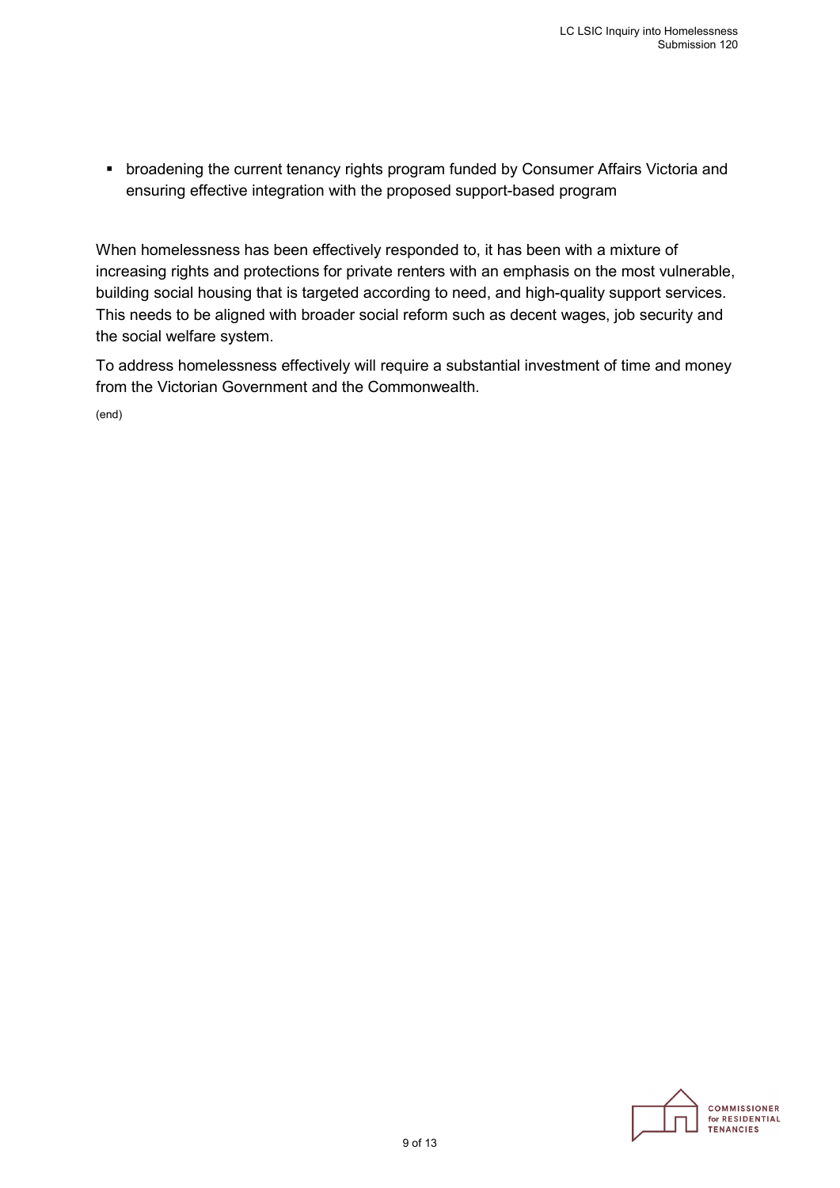- broadening the current tenancy rights program funded by Consumer Affairs Victoria and ensuring effective integration with the proposed support-based program

When homelessness has been effectively responded to, it has been with a mixture of increasing rights and protections for private renters with an emphasis on the most vulnerable, building social housing that is targeted according to need, and high-quality support services. This needs to be aligned with broader social reform such as decent wages, job security and the social welfare system.

To address homelessness effectively will require a substantial investment of time and money from the Victorian Government and the Commonwealth.

(end)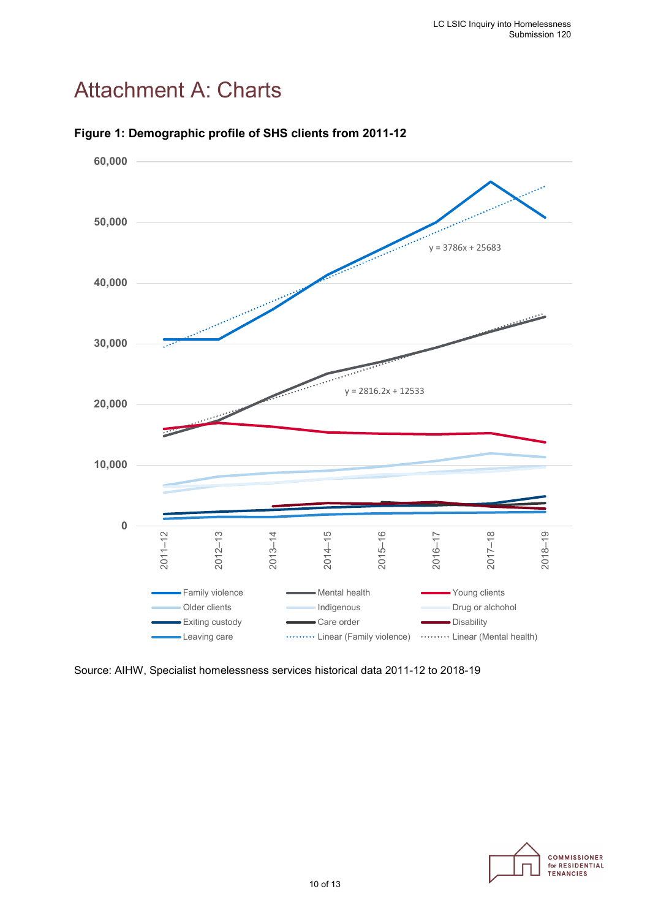# Attachment A: Charts

**Figure 1: Demographic profile of SHS clients from 2011-12**

Source: AIHW, Specialist homelessness services historical data 2011-12 to 2018-19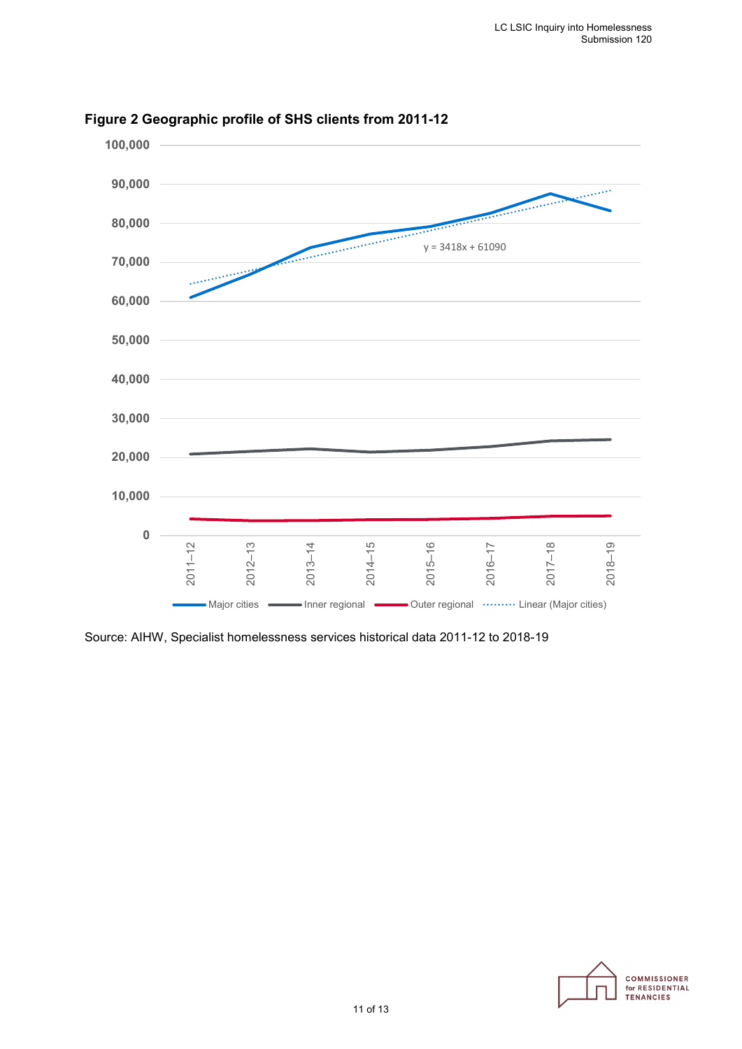**Figure 2 Geographic profile of SHS clients from 2011-12**

Source: AIHW, Specialist homelessness services historical data 2011-12 to 2018-19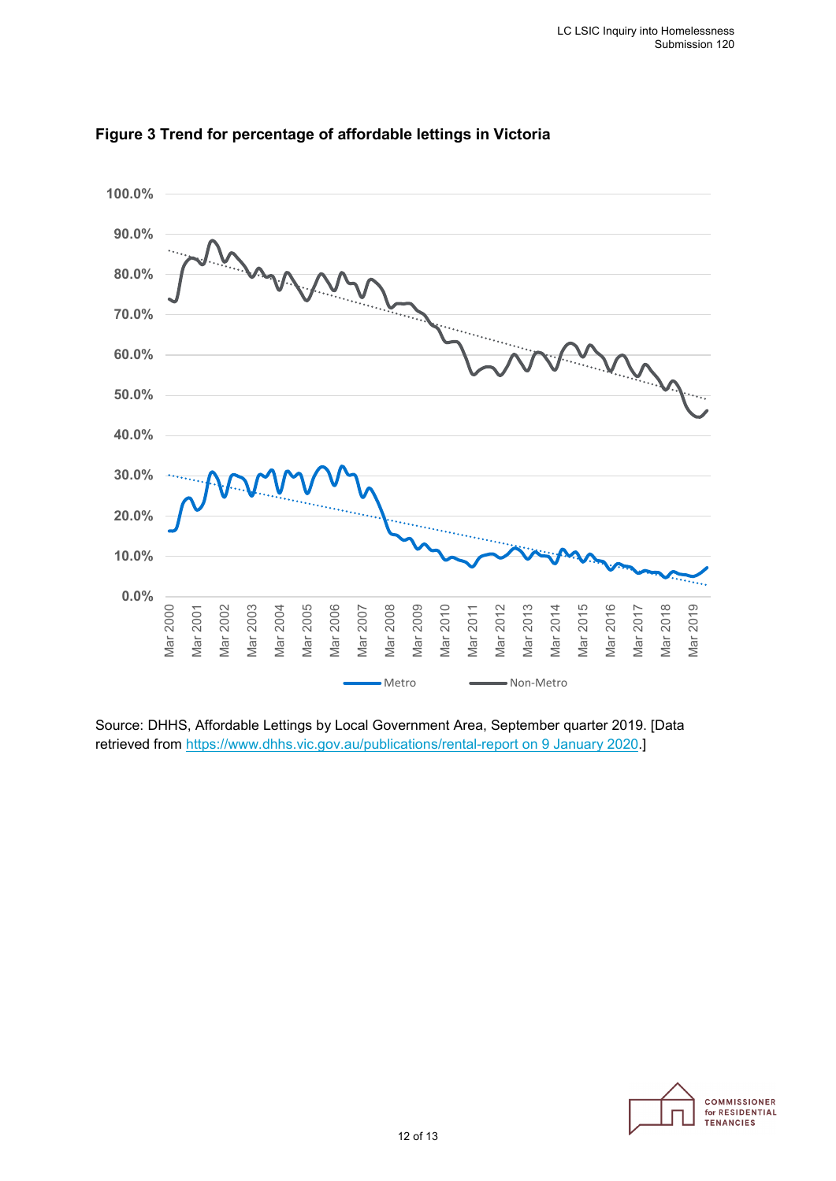**Figure 3 Trend for percentage of affordable lettings in Victoria**

Source: DHHS, Affordable Lettings by Local Government Area, September quarter 2019. [Data retrieved from https://www.dhhs.vic.gov.au/publications/rental-report on 9 January 2020.]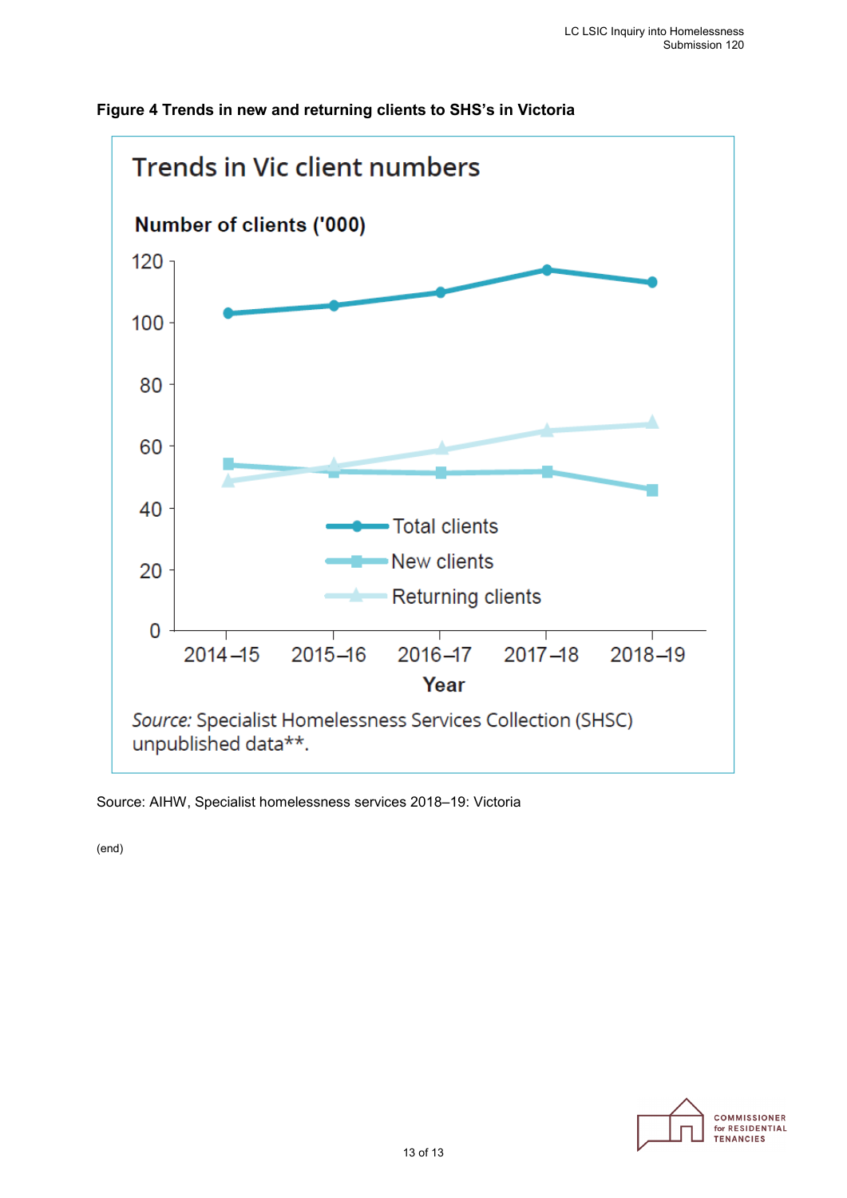**Figure 4 Trends in new and returning clients to SHS's in Victoria**

Trends in Vic client numbers

Number of clients ('000)

120
100
80
60
40
20
0

Total clients
New clients
Returning clients

2014–15 2015–16 2016–17 2017–18 2018–19

Year

*Source:* Specialist Homelessness Services Collection (SHSC) unpublished data**.

Source: AIHW, Specialist homelessness services 2018–19: Victoria

(end)